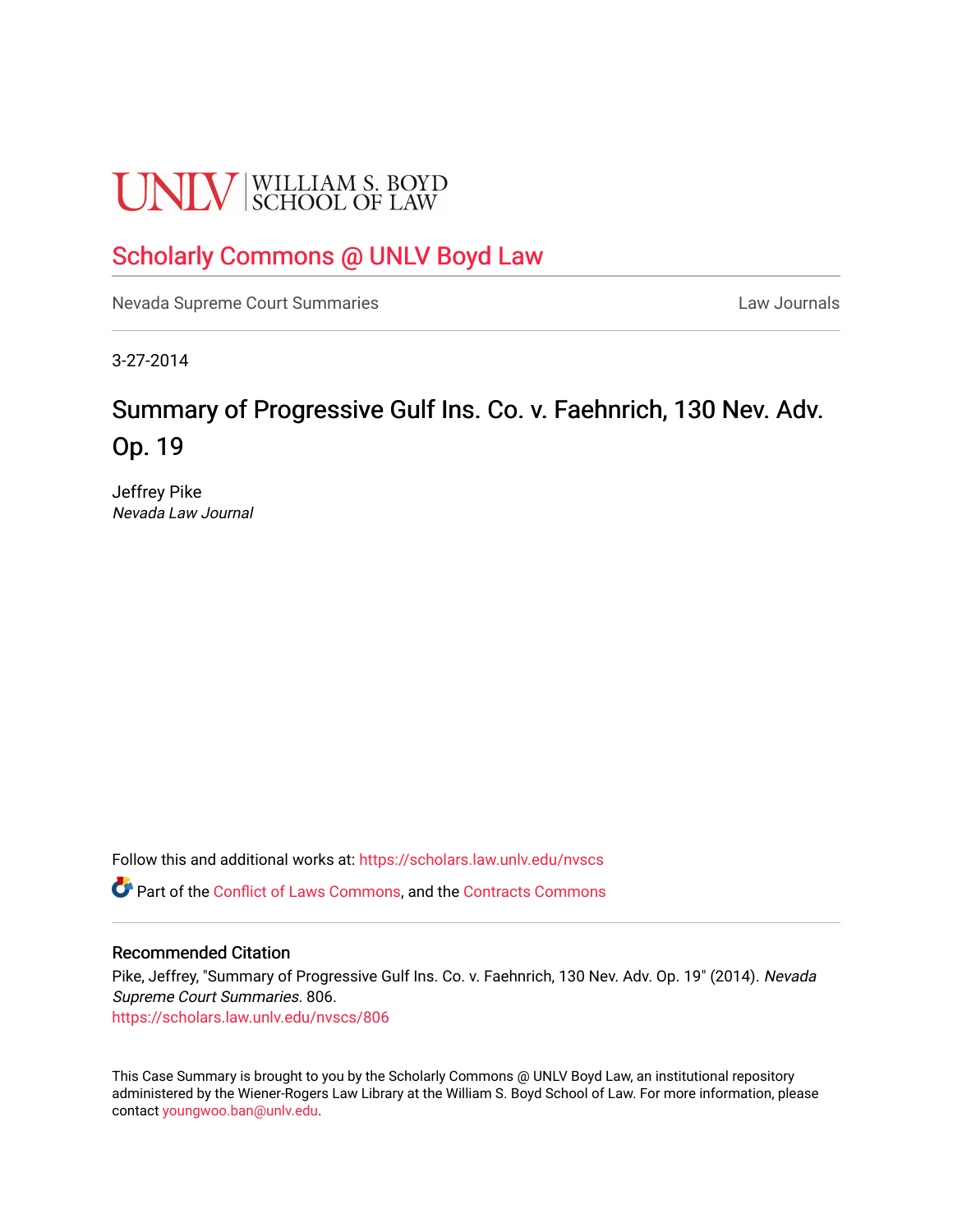UNLV | WILLIAM S. BOYD SCHOOL OF LAW

## Scholarly Commons @ UNLV Boyd Law

Nevada Supreme Court Summaries | Law Journals

3-27-2014

# Summary of Progressive Gulf Ins. Co. v. Faehnrich, 130 Nev. Adv. Op. 19

Jeffrey Pike
*Nevada Law Journal*

Follow this and additional works at: https://scholars.law.unlv.edu/nvscs

Part of the Conflict of Laws Commons, and the Contracts Commons

### Recommended Citation

Pike, Jeffrey, "Summary of Progressive Gulf Ins. Co. v. Faehnrich, 130 Nev. Adv. Op. 19" (2014). *Nevada Supreme Court Summaries*. 806.
https://scholars.law.unlv.edu/nvscs/806

This Case Summary is brought to you by the Scholarly Commons @ UNLV Boyd Law, an institutional repository administered by the Wiener-Rogers Law Library at the William S. Boyd School of Law. For more information, please contact youngwoo.ban@unlv.edu.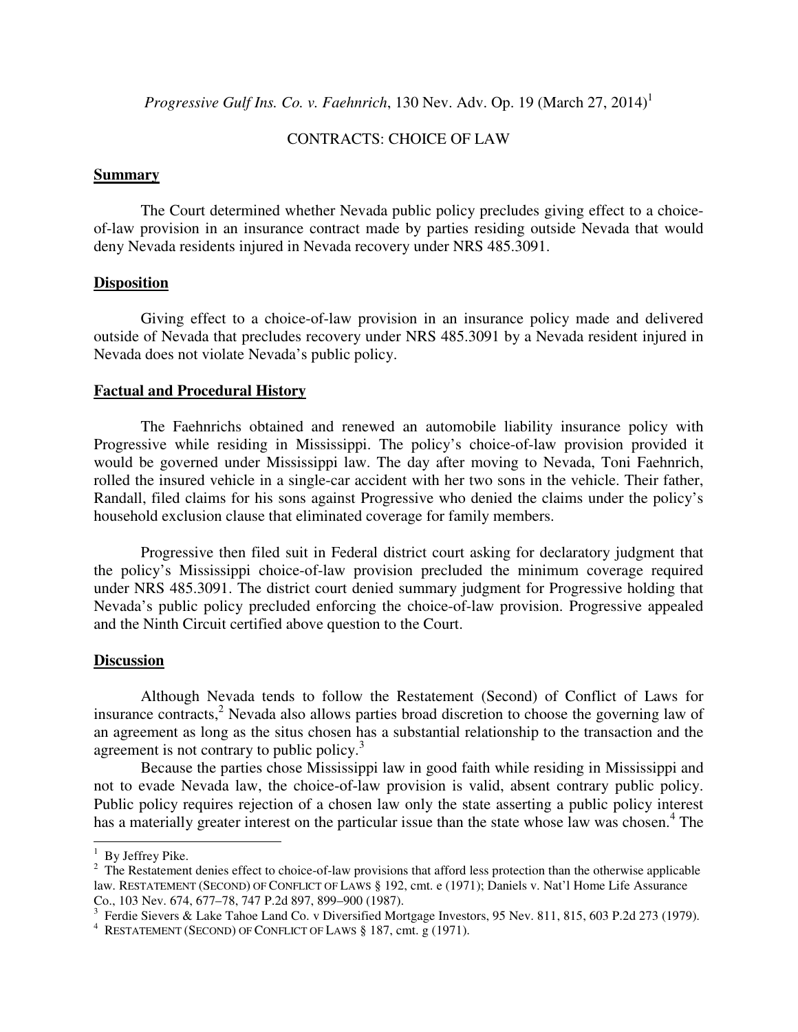*Progressive Gulf Ins. Co. v. Faehnrich*, 130 Nev. Adv. Op. 19 (March 27, 2014)[1]

CONTRACTS: CHOICE OF LAW

## Summary

The Court determined whether Nevada public policy precludes giving effect to a choice-of-law provision in an insurance contract made by parties residing outside Nevada that would deny Nevada residents injured in Nevada recovery under NRS 485.3091.

## Disposition

Giving effect to a choice-of-law provision in an insurance policy made and delivered outside of Nevada that precludes recovery under NRS 485.3091 by a Nevada resident injured in Nevada does not violate Nevada's public policy.

## Factual and Procedural History

The Faehnrichs obtained and renewed an automobile liability insurance policy with Progressive while residing in Mississippi. The policy's choice-of-law provision provided it would be governed under Mississippi law. The day after moving to Nevada, Toni Faehnrich, rolled the insured vehicle in a single-car accident with her two sons in the vehicle. Their father, Randall, filed claims for his sons against Progressive who denied the claims under the policy's household exclusion clause that eliminated coverage for family members.

Progressive then filed suit in Federal district court asking for declaratory judgment that the policy's Mississippi choice-of-law provision precluded the minimum coverage required under NRS 485.3091. The district court denied summary judgment for Progressive holding that Nevada's public policy precluded enforcing the choice-of-law provision. Progressive appealed and the Ninth Circuit certified above question to the Court.

## Discussion

Although Nevada tends to follow the Restatement (Second) of Conflict of Laws for insurance contracts,[2] Nevada also allows parties broad discretion to choose the governing law of an agreement as long as the situs chosen has a substantial relationship to the transaction and the agreement is not contrary to public policy.[3]

Because the parties chose Mississippi law in good faith while residing in Mississippi and not to evade Nevada law, the choice-of-law provision is valid, absent contrary public policy. Public policy requires rejection of a chosen law only the state asserting a public policy interest has a materially greater interest on the particular issue than the state whose law was chosen.[4] The

---

[1] By Jeffrey Pike.

[2] The Restatement denies effect to choice-of-law provisions that afford less protection than the otherwise applicable law. RESTATEMENT (SECOND) OF CONFLICT OF LAWS § 192, cmt. e (1971); Daniels v. Nat'l Home Life Assurance Co., 103 Nev. 674, 677–78, 747 P.2d 897, 899–900 (1987).

[3] Ferdie Sievers & Lake Tahoe Land Co. v Diversified Mortgage Investors, 95 Nev. 811, 815, 603 P.2d 273 (1979).

[4] RESTATEMENT (SECOND) OF CONFLICT OF LAWS § 187, cmt. g (1971).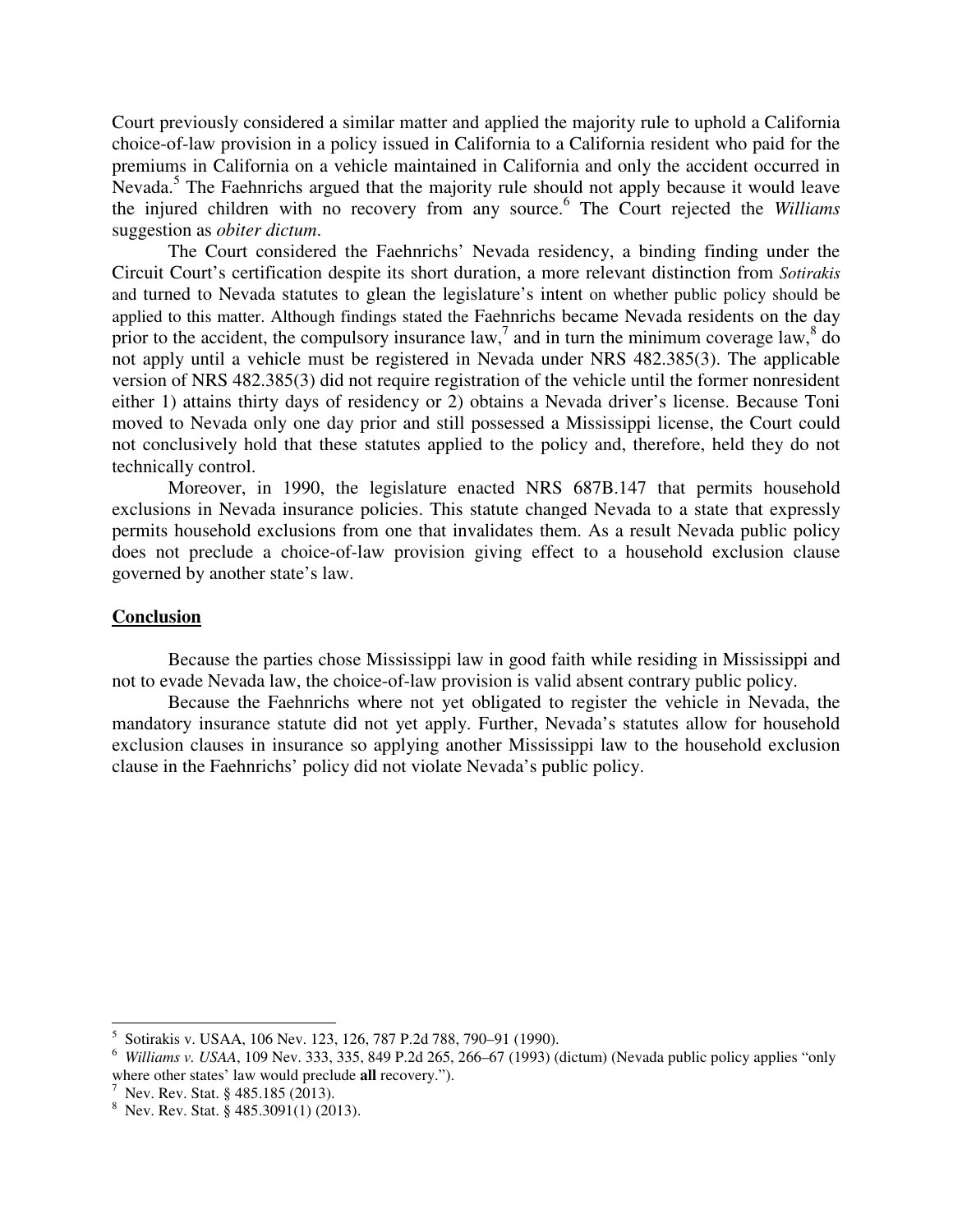Court previously considered a similar matter and applied the majority rule to uphold a California choice-of-law provision in a policy issued in California to a California resident who paid for the premiums in California on a vehicle maintained in California and only the accident occurred in Nevada.[5] The Faehnrichs argued that the majority rule should not apply because it would leave the injured children with no recovery from any source.[6] The Court rejected the *Williams* suggestion as *obiter dictum*.

The Court considered the Faehnrichs' Nevada residency, a binding finding under the Circuit Court's certification despite its short duration, a more relevant distinction from *Sotirakis* and turned to Nevada statutes to glean the legislature's intent on whether public policy should be applied to this matter. Although findings stated the Faehnrichs became Nevada residents on the day prior to the accident, the compulsory insurance law,[7] and in turn the minimum coverage law,[8] do not apply until a vehicle must be registered in Nevada under NRS 482.385(3). The applicable version of NRS 482.385(3) did not require registration of the vehicle until the former nonresident either 1) attains thirty days of residency or 2) obtains a Nevada driver's license. Because Toni moved to Nevada only one day prior and still possessed a Mississippi license, the Court could not conclusively hold that these statutes applied to the policy and, therefore, held they do not technically control.

Moreover, in 1990, the legislature enacted NRS 687B.147 that permits household exclusions in Nevada insurance policies. This statute changed Nevada to a state that expressly permits household exclusions from one that invalidates them. As a result Nevada public policy does not preclude a choice-of-law provision giving effect to a household exclusion clause governed by another state's law.

## Conclusion

Because the parties chose Mississippi law in good faith while residing in Mississippi and not to evade Nevada law, the choice-of-law provision is valid absent contrary public policy.

Because the Faehnrichs where not yet obligated to register the vehicle in Nevada, the mandatory insurance statute did not yet apply. Further, Nevada's statutes allow for household exclusion clauses in insurance so applying another Mississippi law to the household exclusion clause in the Faehnrichs' policy did not violate Nevada's public policy.

---

[5] Sotirakis v. USAA, 106 Nev. 123, 126, 787 P.2d 788, 790–91 (1990).

[6] *Williams v. USAA*, 109 Nev. 333, 335, 849 P.2d 265, 266–67 (1993) (dictum) (Nevada public policy applies "only where other states' law would preclude **all** recovery.").

[7] Nev. Rev. Stat. § 485.185 (2013).

[8] Nev. Rev. Stat. § 485.3091(1) (2013).